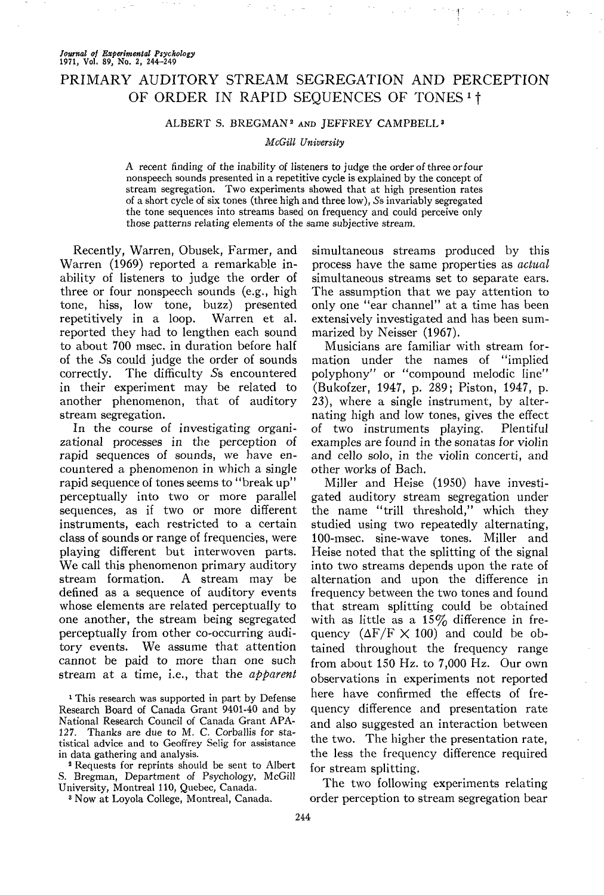# PRIMARY AUDITORY STREAM SEGREGATION AND PERCEPTION OF ORDER IN RAPID SEQUENCES OF TONES [1] †

ALBERT S. BREGMAN [2] AND JEFFREY CAMPBELL [3]

*McGill University*

A recent finding of the inability of listeners to judge the order of three or four nonspeech sounds presented in a repetitive cycle is explained by the concept of stream segregation. Two experiments showed that at high presention rates of a short cycle of six tones (three high and three low), *S*s invariably segregated the tone sequences into streams based on frequency and could perceive only those patterns relating elements of the same subjective stream.

Recently, Warren, Obusek, Farmer, and Warren (1969) reported a remarkable inability of listeners to judge the order of three or four nonspeech sounds (e.g., high tone, hiss, low tone, buzz) presented repetitively in a loop. Warren et al. reported they had to lengthen each sound to about 700 msec. in duration before half of the *S*s could judge the order of sounds correctly. The difficulty *S*s encountered in their experiment may be related to another phenomenon, that of auditory stream segregation.

In the course of investigating organizational processes in the perception of rapid sequences of sounds, we have encountered a phenomenon in which a single rapid sequence of tones seems to "break up" perceptually into two or more parallel sequences, as if two or more different instruments, each restricted to a certain class of sounds or range of frequencies, were playing different but interwoven parts. We call this phenomenon primary auditory stream formation. A stream may be defined as a sequence of auditory events whose elements are related perceptually to one another, the stream being segregated perceptually from other co-occurring auditory events. We assume that attention cannot be paid to more than one such stream at a time, i.e., that the *apparent* simultaneous streams produced by this process have the same properties as *actual* simultaneous streams set to separate ears. The assumption that we pay attention to only one "ear channel" at a time has been extensively investigated and has been summarized by Neisser (1967).

Musicians are familiar with stream formation under the names of "implied polyphony" or "compound melodic line" (Bukofzer, 1947, p. 289; Piston, 1947, p. 23), where a single instrument, by alternating high and low tones, gives the effect of two instruments playing. Plentiful examples are found in the sonatas for violin and cello solo, in the violin concerti, and other works of Bach.

Miller and Heise (1950) have investigated auditory stream segregation under the name "trill threshold," which they studied using two repeatedly alternating, 100-msec. sine-wave tones. Miller and Heise noted that the splitting of the signal into two streams depends upon the rate of alternation and upon the difference in frequency between the two tones and found that stream splitting could be obtained with as little as a 15% difference in frequency ($\Delta F/F \times 100$) and could be obtained throughout the frequency range from about 150 Hz. to 7,000 Hz. Our own observations in experiments not reported here have confirmed the effects of frequency difference and presentation rate and also suggested an interaction between the two. The higher the presentation rate, the less the frequency difference required for stream splitting.

The two following experiments relating order perception to stream segregation bear

[1] This research was supported in part by Defense Research Board of Canada Grant 9401-40 and by National Research Council of Canada Grant APA-127. Thanks are due to M. C. Corballis for statistical advice and to Geoffrey Selig for assistance in data gathering and analysis.

[2] Requests for reprints should be sent to Albert S. Bregman, Department of Psychology, McGill University, Montreal 110, Quebec, Canada.

[3] Now at Loyola College, Montreal, Canada.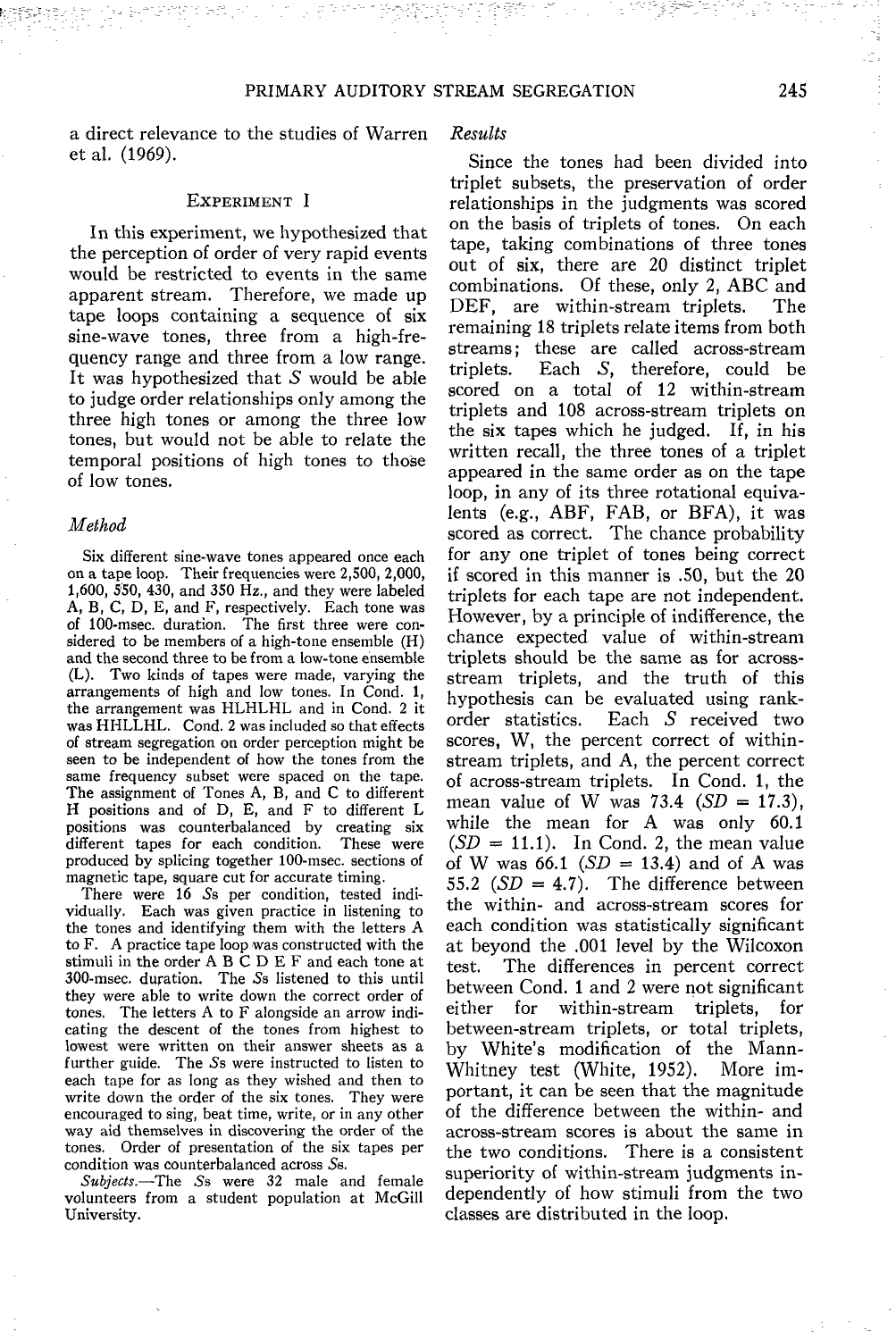a direct relevance to the studies of Warren et al. (1969).

## Experiment I

In this experiment, we hypothesized that the perception of order of very rapid events would be restricted to events in the same apparent stream. Therefore, we made up tape loops containing a sequence of six sine-wave tones, three from a high-frequency range and three from a low range. It was hypothesized that *S* would be able to judge order relationships only among the three high tones or among the three low tones, but would not be able to relate the temporal positions of high tones to those of low tones.

### *Method*

Six different sine-wave tones appeared once each on a tape loop. Their frequencies were 2,500, 2,000, 1,600, 550, 430, and 350 Hz., and they were labeled A, B, C, D, E, and F, respectively. Each tone was of 100-msec. duration. The first three were considered to be members of a high-tone ensemble (H) and the second three to be from a low-tone ensemble (L). Two kinds of tapes were made, varying the arrangements of high and low tones. In Cond. 1, the arrangement was HLHLHL and in Cond. 2 it was HHLLHL. Cond. 2 was included so that effects of stream segregation on order perception might be seen to be independent of how the tones from the same frequency subset were spaced on the tape. The assignment of Tones A, B, and C to different H positions and of D, E, and F to different L positions was counterbalanced by creating six different tapes for each condition. These were produced by splicing together 100-msec. sections of magnetic tape, square cut for accurate timing.

There were 16 *S*s per condition, tested individually. Each was given practice in listening to the tones and identifying them with the letters A to F. A practice tape loop was constructed with the stimuli in the order A B C D E F and each tone at 300-msec. duration. The *S*s listened to this until they were able to write down the correct order of tones. The letters A to F alongside an arrow indicating the descent of the tones from highest to lowest were written on their answer sheets as a further guide. The *S*s were instructed to listen to each tape for as long as they wished and then to write down the order of the six tones. They were encouraged to sing, beat time, write, or in any other way aid themselves in discovering the order of the tones. Order of presentation of the six tapes per condition was counterbalanced across *S*s.

*Subjects*.—The *S*s were 32 male and female volunteers from a student population at McGill University.

### *Results*

Since the tones had been divided into triplet subsets, the preservation of order relationships in the judgments was scored on the basis of triplets of tones. On each tape, taking combinations of three tones out of six, there are 20 distinct triplet combinations. Of these, only 2, ABC and DEF, are within-stream triplets. The remaining 18 triplets relate items from both streams; these are called across-stream triplets. Each *S*, therefore, could be scored on a total of 12 within-stream triplets and 108 across-stream triplets on the six tapes which he judged. If, in his written recall, the three tones of a triplet appeared in the same order as on the tape loop, in any of its three rotational equivalents (e.g., ABF, FAB, or BFA), it was scored as correct. The chance probability for any one triplet of tones being correct if scored in this manner is .50, but the 20 triplets for each tape are not independent. However, by a principle of indifference, the chance expected value of within-stream triplets should be the same as for across-stream triplets, and the truth of this hypothesis can be evaluated using rank-order statistics. Each *S* received two scores, W, the percent correct of within-stream triplets, and A, the percent correct of across-stream triplets. In Cond. 1, the mean value of W was 73.4 ($SD$ = 17.3), while the mean for A was only 60.1 ($SD$ = 11.1). In Cond. 2, the mean value of W was 66.1 ($SD$ = 13.4) and of A was 55.2 ($SD$ = 4.7). The difference between the within- and across-stream scores for each condition was statistically significant at beyond the .001 level by the Wilcoxon test. The differences in percent correct between Cond. 1 and 2 were not significant either for within-stream triplets, for between-stream triplets, or total triplets, by White's modification of the Mann-Whitney test (White, 1952). More important, it can be seen that the magnitude of the difference between the within- and across-stream scores is about the same in the two conditions. There is a consistent superiority of within-stream judgments independently of how stimuli from the two classes are distributed in the loop.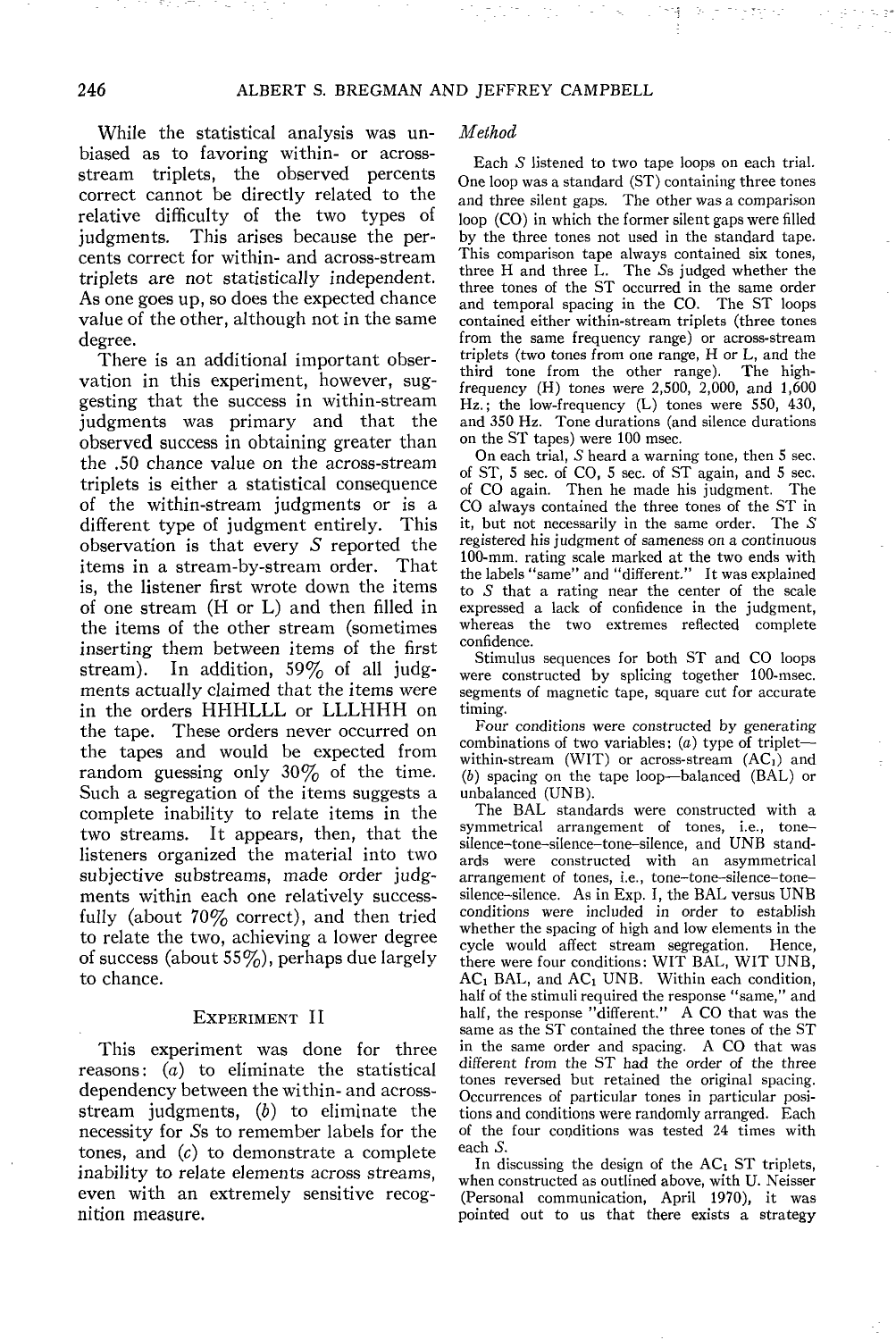While the statistical analysis was unbiased as to favoring within- or across-stream triplets, the observed percents correct cannot be directly related to the relative difficulty of the two types of judgments. This arises because the percents correct for within- and across-stream triplets are not statistically independent. As one goes up, so does the expected chance value of the other, although not in the same degree.

There is an additional important observation in this experiment, however, suggesting that the success in within-stream judgments was primary and that the observed success in obtaining greater than the .50 chance value on the across-stream triplets is either a statistical consequence of the within-stream judgments or is a different type of judgment entirely. This observation is that every *S* reported the items in a stream-by-stream order. That is, the listener first wrote down the items of one stream (H or L) and then filled in the items of the other stream (sometimes inserting them between items of the first stream). In addition, 59% of all judgments actually claimed that the items were in the orders HHHLLL or LLLHHH on the tape. These orders never occurred on the tapes and would be expected from random guessing only 30% of the time. Such a segregation of the items suggests a complete inability to relate items in the two streams. It appears, then, that the listeners organized the material into two subjective substreams, made order judgments within each one relatively successfully (about 70% correct), and then tried to relate the two, achieving a lower degree of success (about 55%), perhaps due largely to chance.

## Experiment II

This experiment was done for three reasons: (*a*) to eliminate the statistical dependency between the within- and across-stream judgments, (*b*) to eliminate the necessity for *S*s to remember labels for the tones, and (*c*) to demonstrate a complete inability to relate elements across streams, even with an extremely sensitive recognition measure.

### *Method*

Each *S* listened to two tape loops on each trial. One loop was a standard (ST) containing three tones and three silent gaps. The other was a comparison loop (CO) in which the former silent gaps were filled by the three tones not used in the standard tape. This comparison tape always contained six tones, three H and three L. The *S*s judged whether the three tones of the ST occurred in the same order and temporal spacing in the CO. The ST loops contained either within-stream triplets (three tones from the same frequency range) or across-stream triplets (two tones from one range, H or L, and the third tone from the other range). The high-frequency (H) tones were 2,500, 2,000, and 1,600 Hz.; the low-frequency (L) tones were 550, 430, and 350 Hz. Tone durations (and silence durations on the ST tapes) were 100 msec.

On each trial, *S* heard a warning tone, then 5 sec. of ST, 5 sec. of CO, 5 sec. of ST again, and 5 sec. of CO again. Then he made his judgment. The CO always contained the three tones of the ST in it, but not necessarily in the same order. The *S* registered his judgment of sameness on a continuous 100-mm. rating scale marked at the two ends with the labels "same" and "different." It was explained to *S* that a rating near the center of the scale expressed a lack of confidence in the judgment, whereas the two extremes reflected complete confidence.

Stimulus sequences for both ST and CO loops were constructed by splicing together 100-msec. segments of magnetic tape, square cut for accurate timing.

Four conditions were constructed by generating combinations of two variables: (*a*) type of triplet—within-stream (WIT) or across-stream ($AC_1$) and (*b*) spacing on the tape loop—balanced (BAL) or unbalanced (UNB).

The BAL standards were constructed with a symmetrical arrangement of tones, i.e., tone–silence–tone–silence–tone–silence, and UNB standards were constructed with an asymmetrical arrangement of tones, i.e., tone–tone–silence–tone–silence–silence. As in Exp. I, the BAL versus UNB conditions were included in order to establish whether the spacing of high and low elements in the cycle would affect stream segregation. Hence, there were four conditions: WIT BAL, WIT UNB, $AC_1$ BAL, and $AC_1$ UNB. Within each condition, half of the stimuli required the response "same," and half, the response "different." A CO that was the same as the ST contained the three tones of the ST in the same order and spacing. A CO that was different from the ST had the order of the three tones reversed but retained the original spacing. Occurrences of particular tones in particular positions and conditions were randomly arranged. Each of the four conditions was tested 24 times with each *S*.

In discussing the design of the $AC_1$ ST triplets, when constructed as outlined above, with U. Neisser (Personal communication, April 1970), it was pointed out to us that there exists a strategy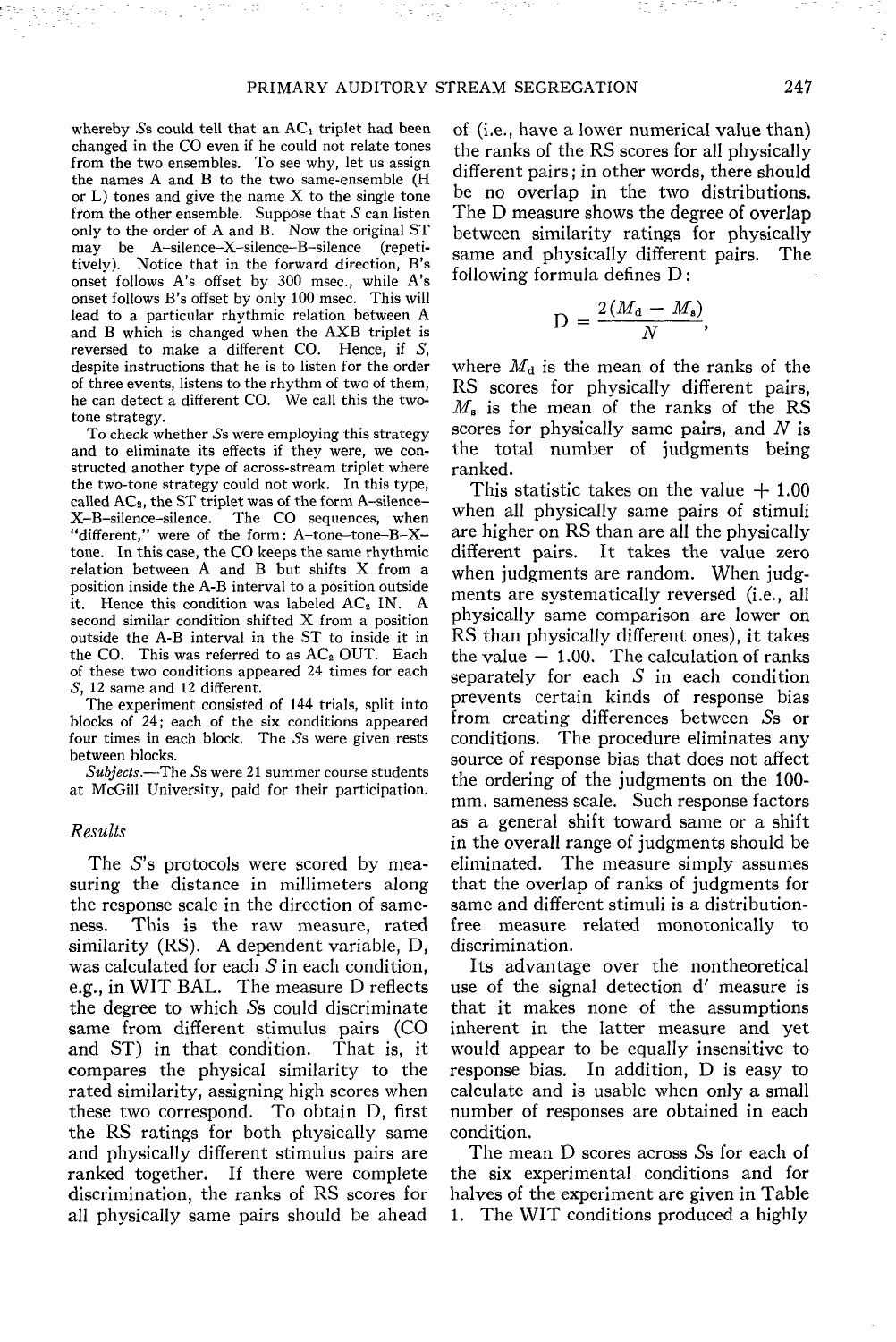whereby *S*s could tell that an $AC_1$ triplet had been changed in the CO even if he could not relate tones from the two ensembles. To see why, let us assign the names A and B to the two same-ensemble (H or L) tones and give the name X to the single tone from the other ensemble. Suppose that *S* can listen only to the order of A and B. Now the original ST may be A-silence-X-silence-B-silence (repetitively). Notice that in the forward direction, B's onset follows A's offset by 300 msec., while A's onset follows B's offset by only 100 msec. This will lead to a particular rhythmic relation between A and B which is changed when the AXB triplet is reversed to make a different CO. Hence, if *S*, despite instructions that he is to listen for the order of three events, listens to the rhythm of two of them, he can detect a different CO. We call this the two-tone strategy.

To check whether *S*s were employing this strategy and to eliminate its effects if they were, we constructed another type of across-stream triplet where the two-tone strategy could not work. In this type, called $AC_2$, the ST triplet was of the form A-silence-X-B-silence-silence. The CO sequences, when "different," were of the form: A-tone-tone-B-X-tone. In this case, the CO keeps the same rhythmic relation between A and B but shifts X from a position inside the A-B interval to a position outside it. Hence this condition was labeled $AC_2$ IN. A second similar condition shifted X from a position outside the A-B interval in the ST to inside it in the CO. This was referred to as $AC_2$ OUT. Each of these two conditions appeared 24 times for each *S*, 12 same and 12 different.

The experiment consisted of 144 trials, split into blocks of 24; each of the six conditions appeared four times in each block. The *S*s were given rests between blocks.

*Subjects*.—The *S*s were 21 summer course students at McGill University, paid for their participation.

## *Results*

The *S*'s protocols were scored by measuring the distance in millimeters along the response scale in the direction of sameness. This is the raw measure, rated similarity (RS). A dependent variable, D, was calculated for each *S* in each condition, e.g., in WIT BAL. The measure D reflects the degree to which *S*s could discriminate same from different stimulus pairs (CO and ST) in that condition. That is, it compares the physical similarity to the rated similarity, assigning high scores when these two correspond. To obtain D, first the RS ratings for both physically same and physically different stimulus pairs are ranked together. If there were complete discrimination, the ranks of RS scores for all physically same pairs should be ahead of (i.e., have a lower numerical value than) the ranks of the RS scores for all physically different pairs; in other words, there should be no overlap in the two distributions. The D measure shows the degree of overlap between similarity ratings for physically same and physically different pairs. The following formula defines D:

$$D = \frac{2(M_d - M_s)}{N},$$

where $M_d$ is the mean of the ranks of the RS scores for physically different pairs, $M_s$ is the mean of the ranks of the RS scores for physically same pairs, and $N$ is the total number of judgments being ranked.

This statistic takes on the value $+1.00$ when all physically same pairs of stimuli are higher on RS than are all the physically different pairs. It takes the value zero when judgments are random. When judgments are systematically reversed (i.e., all physically same comparison are lower on RS than physically different ones), it takes the value $-1.00$. The calculation of ranks separately for each *S* in each condition prevents certain kinds of response bias from creating differences between *S*s or conditions. The procedure eliminates any source of response bias that does not affect the ordering of the judgments on the 100-mm. sameness scale. Such response factors as a general shift toward same or a shift in the overall range of judgments should be eliminated. The measure simply assumes that the overlap of ranks of judgments for same and different stimuli is a distribution-free measure related monotonically to discrimination.

Its advantage over the nontheoretical use of the signal detection $d'$ measure is that it makes none of the assumptions inherent in the latter measure and yet would appear to be equally insensitive to response bias. In addition, D is easy to calculate and is usable when only a small number of responses are obtained in each condition.

The mean D scores across *S*s for each of the six experimental conditions and for halves of the experiment are given in Table 1. The WIT conditions produced a highly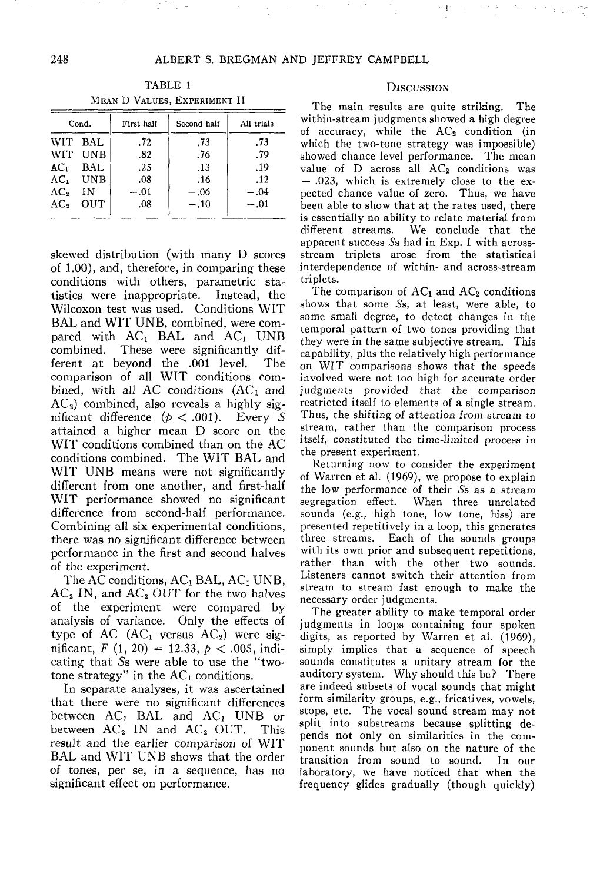TABLE 1

Mean D Values, Experiment II

| Cond. | First half | Second half | All trials |
|---|---|---|---|
| WIT BAL | .72 | .73 | .73 |
| WIT UNB | .82 | .76 | .79 |
| $AC_1$ BAL | .25 | .13 | .19 |
| $AC_1$ UNB | .08 | .16 | .12 |
| $AC_2$ IN | −.01 | −.06 | −.04 |
| $AC_2$ OUT | .08 | −.10 | −.01 |

skewed distribution (with many D scores of 1.00), and, therefore, in comparing these conditions with others, parametric statistics were inappropriate. Instead, the Wilcoxon test was used. Conditions WIT BAL and WIT UNB, combined, were compared with $AC_1$ BAL and $AC_1$ UNB combined. These were significantly different at beyond the .001 level. The comparison of all WIT conditions combined, with all AC conditions ($AC_1$ and $AC_2$) combined, also reveals a highly significant difference ($p < .001$). Every *S* attained a higher mean D score on the WIT conditions combined than on the AC conditions combined. The WIT BAL and WIT UNB means were not significantly different from one another, and first-half WIT performance showed no significant difference from second-half performance. Combining all six experimental conditions, there was no significant difference between performance in the first and second halves of the experiment.

The AC conditions, $AC_1$ BAL, $AC_1$ UNB, $AC_2$ IN, and $AC_2$ OUT for the two halves of the experiment were compared by analysis of variance. Only the effects of type of AC ($AC_1$ versus $AC_2$) were significant, $F\ (1, 20) = 12.33$, $p < .005$, indicating that *S*s were able to use the "two-tone strategy" in the $AC_1$ conditions.

In separate analyses, it was ascertained that there were no significant differences between $AC_1$ BAL and $AC_1$ UNB or between $AC_2$ IN and $AC_2$ OUT. This result and the earlier comparison of WIT BAL and WIT UNB shows that the order of tones, per se, in a sequence, has no significant effect on performance.

## Discussion

The main results are quite striking. The within-stream judgments showed a high degree of accuracy, while the $AC_2$ condition (in which the two-tone strategy was impossible) showed chance level performance. The mean value of D across all $AC_2$ conditions was $-.023$, which is extremely close to the expected chance value of zero. Thus, we have been able to show that at the rates used, there is essentially no ability to relate material from different streams. We conclude that the apparent success *S*s had in Exp. I with across-stream triplets arose from the statistical interdependence of within- and across-stream triplets.

The comparison of $AC_1$ and $AC_2$ conditions shows that some *S*s, at least, were able, to some small degree, to detect changes in the temporal pattern of two tones providing that they were in the same subjective stream. This capability, plus the relatively high performance on WIT comparisons shows that the speeds involved were not too high for accurate order judgments provided that the comparison restricted itself to elements of a single stream. Thus, the *shifting of attention from stream to stream*, rather than the comparison process itself, constituted the time-limited process in the present experiment.

Returning now to consider the experiment of Warren et al. (1969), we propose to explain the low performance of their *S*s as a stream segregation effect. When three unrelated sounds (e.g., high tone, low tone, hiss) are presented repetitively in a loop, this generates three streams. Each of the sounds groups with its own prior and subsequent repetitions, rather than with the other two sounds. Listeners cannot switch their attention from stream to stream fast enough to make the necessary order judgments.

The greater ability to make temporal order judgments in loops containing four spoken digits, as reported by Warren et al. (1969), simply implies that a sequence of speech sounds constitutes a unitary stream for the auditory system. Why should this be? There are indeed subsets of vocal sounds that might form similarity groups, e.g., fricatives, vowels, stops, etc. The vocal sound stream may not split into substreams because splitting depends not only on similarities in the component sounds but also on the nature of the transition from sound to sound. In our laboratory, we have noticed that when the frequency glides gradually (though quickly)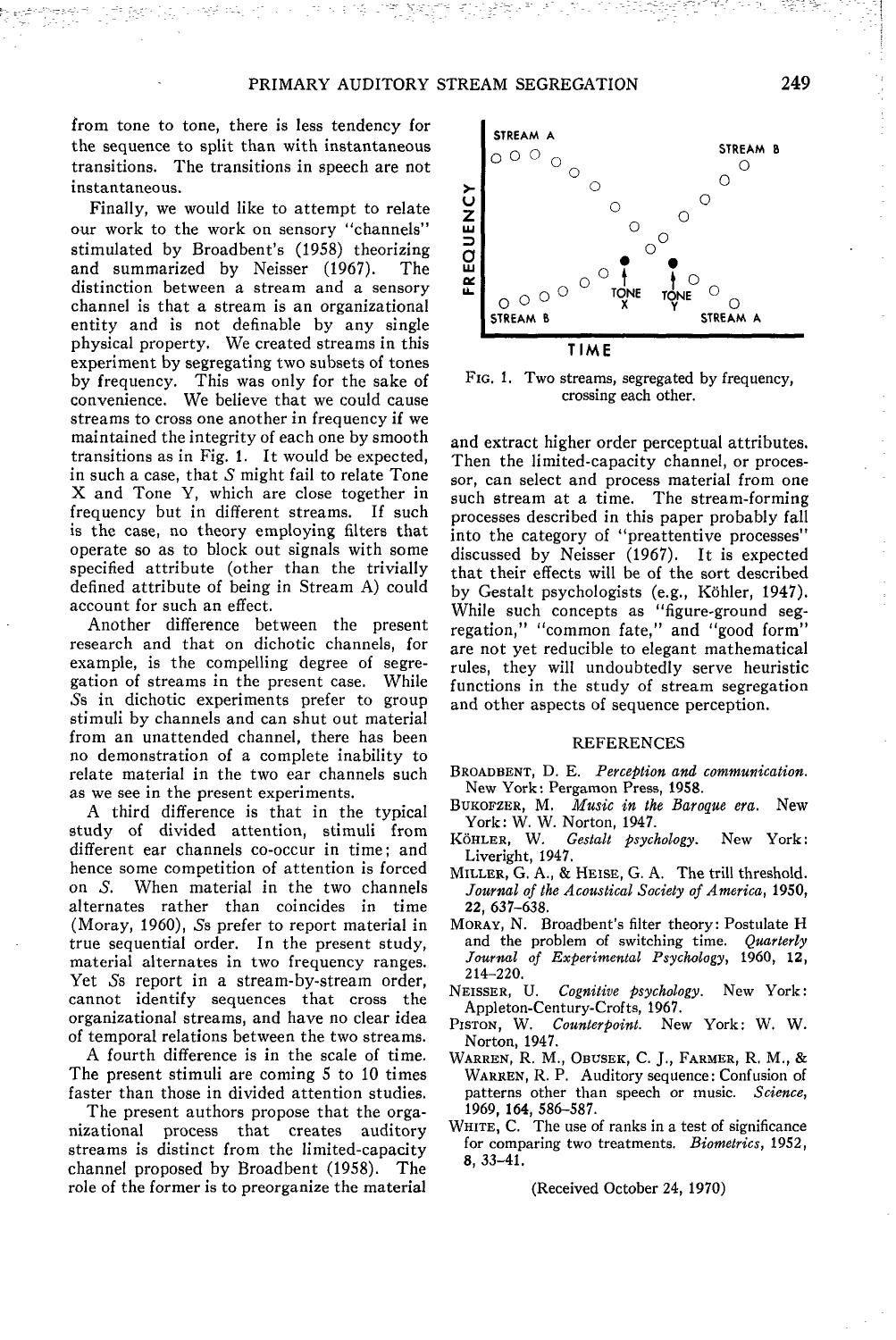from tone to tone, there is less tendency for the sequence to split than with instantaneous transitions. The transitions in speech are not instantaneous.

Finally, we would like to attempt to relate our work to the work on sensory "channels" stimulated by Broadbent's (1958) theorizing and summarized by Neisser (1967). The distinction between a stream and a sensory channel is that a stream is an organizational entity and is not definable by any single physical property. We created streams in this experiment by segregating two subsets of tones by frequency. This was only for the sake of convenience. We believe that we could cause streams to cross one another in frequency if we maintained the integrity of each one by smooth transitions as in Fig. 1. It would be expected, in such a case, that *S* might fail to relate Tone X and Tone Y, which are close together in frequency but in different streams. If such is the case, no theory employing filters that operate so as to block out signals with some specified attribute (other than the trivially defined attribute of being in Stream A) could account for such an effect.

Another difference between the present research and that on dichotic channels, for example, is the compelling degree of segregation of streams in the present case. While *S*s in dichotic experiments prefer to group stimuli by channels and can shut out material from an unattended channel, there has been no demonstration of a complete inability to relate material in the two ear channels such as we see in the present experiments.

A third difference is that in the typical study of divided attention, stimuli from different ear channels co-occur in time; and hence some competition of attention is forced on *S*. When material in the two channels alternates rather than coincides in time (Moray, 1960), *S*s prefer to report material in true sequential order. In the present study, material alternates in two frequency ranges. Yet *S*s report in a stream-by-stream order, cannot identify sequences that cross the organizational streams, and have no clear idea of temporal relations between the two streams.

A fourth difference is in the scale of time. The present stimuli are coming 5 to 10 times faster than those in divided attention studies.

The present authors propose that the organizational process that creates auditory streams is distinct from the limited-capacity channel proposed by Broadbent (1958). The role of the former is to preorganize the material

STREAM A

STREAM B

FREQUENCY

TONE X

TONE Y

STREAM B

STREAM A

TIME

Fig. 1. Two streams, segregated by frequency, crossing each other.

and extract higher order perceptual attributes. Then the limited-capacity channel, or processor, can select and process material from one such stream at a time. The stream-forming processes described in this paper probably fall into the category of "preattentive processes" discussed by Neisser (1967). It is expected that their effects will be of the sort described by Gestalt psychologists (e.g., Köhler, 1947). While such concepts as "figure-ground segregation," "common fate," and "good form" are not yet reducible to elegant mathematical rules, they will undoubtedly serve heuristic functions in the study of stream segregation and other aspects of sequence perception.

## REFERENCES

Broadbent, D. E. *Perception and communication.* New York: Pergamon Press, 1958.

Bukofzer, M. *Music in the Baroque era.* New York: W. W. Norton, 1947.

Köhler, W. *Gestalt psychology.* New York: Liveright, 1947.

Miller, G. A., & Heise, G. A. The trill threshold. *Journal of the Acoustical Society of America*, 1950, **22**, 637–638.

Moray, N. Broadbent's filter theory: Postulate H and the problem of switching time. *Quarterly Journal of Experimental Psychology*, 1960, **12**, 214–220.

Neisser, U. *Cognitive psychology.* New York: Appleton-Century-Crofts, 1967.

Piston, W. *Counterpoint.* New York: W. W. Norton, 1947.

Warren, R. M., Obusek, C. J., Farmer, R. M., & Warren, R. P. Auditory sequence: Confusion of patterns other than speech or music. *Science*, 1969, **164**, 586–587.

White, C. The use of ranks in a test of significance for comparing two treatments. *Biometrics*, 1952, **8**, 33–41.

(Received October 24, 1970)